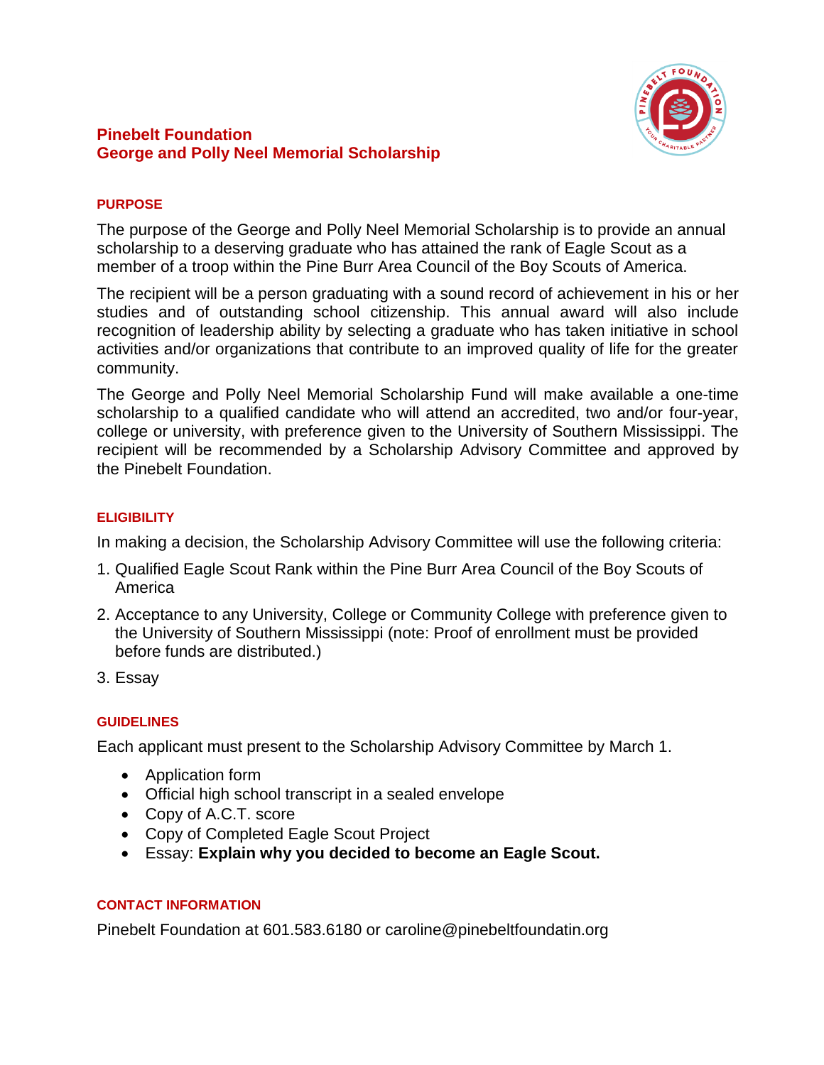# Pinebelt Foundation
# George and Polly Neel Memorial Scholarship

## PURPOSE

The purpose of the George and Polly Neel Memorial Scholarship is to provide an annual scholarship to a deserving graduate who has attained the rank of Eagle Scout as a member of a troop within the Pine Burr Area Council of the Boy Scouts of America.

The recipient will be a person graduating with a sound record of achievement in his or her studies and of outstanding school citizenship. This annual award will also include recognition of leadership ability by selecting a graduate who has taken initiative in school activities and/or organizations that contribute to an improved quality of life for the greater community.

The George and Polly Neel Memorial Scholarship Fund will make available a one-time scholarship to a qualified candidate who will attend an accredited, two and/or four-year, college or university, with preference given to the University of Southern Mississippi. The recipient will be recommended by a Scholarship Advisory Committee and approved by the Pinebelt Foundation.

## ELIGIBILITY

In making a decision, the Scholarship Advisory Committee will use the following criteria:

1. Qualified Eagle Scout Rank within the Pine Burr Area Council of the Boy Scouts of America
2. Acceptance to any University, College or Community College with preference given to the University of Southern Mississippi (note: Proof of enrollment must be provided before funds are distributed.)
3. Essay

## GUIDELINES

Each applicant must present to the Scholarship Advisory Committee by March 1.

- Application form
- Official high school transcript in a sealed envelope
- Copy of A.C.T. score
- Copy of Completed Eagle Scout Project
- Essay: **Explain why you decided to become an Eagle Scout.**

## CONTACT INFORMATION

Pinebelt Foundation at 601.583.6180 or caroline@pinebeltfoundatin.org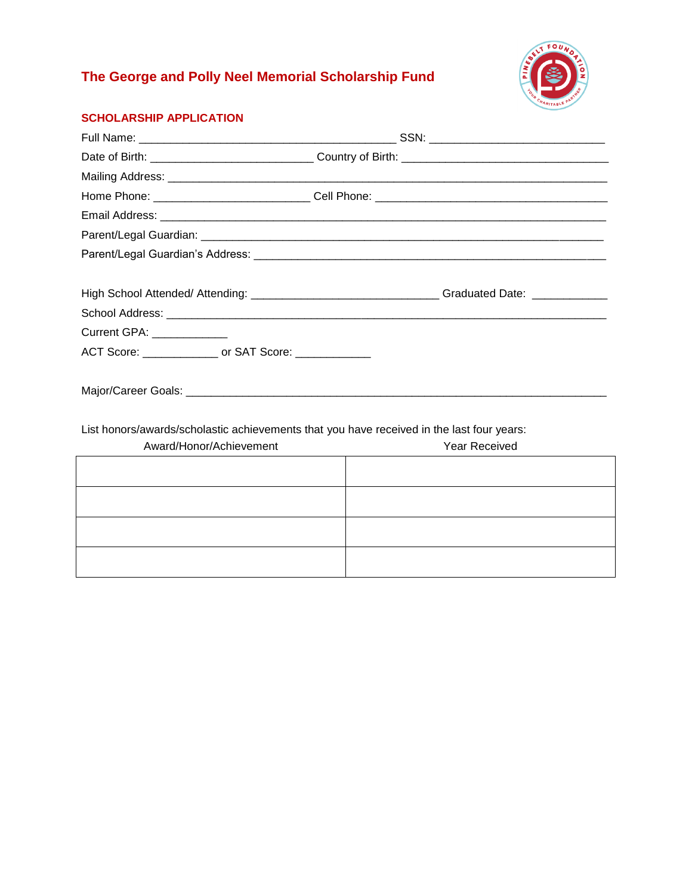## The George and Polly Neel Memorial Scholarship Fund

### SCHOLARSHIP APPLICATION

Full Name: ___________________________________________ SSN: ___________________________

Date of Birth: ___________________________ Country of Birth: _________________________________

Mailing Address: ________________________________________________________________________

Home Phone: _________________________ Cell Phone: ______________________________________

Email Address: __________________________________________________________________________

Parent/Legal Guardian: ____________________________________________________________________

Parent/Legal Guardian's Address: ____________________________________________________________

High School Attended/ Attending: ______________________________ Graduated Date: ____________

School Address: _________________________________________________________________________

Current GPA: ____________

ACT Score: ____________ or SAT Score: ____________

Major/Career Goals: ______________________________________________________________________

List honors/awards/scholastic achievements that you have received in the last four years:

| Award/Honor/Achievement | Year Received |
|---|---|
| | |
| | |
| | |
| | |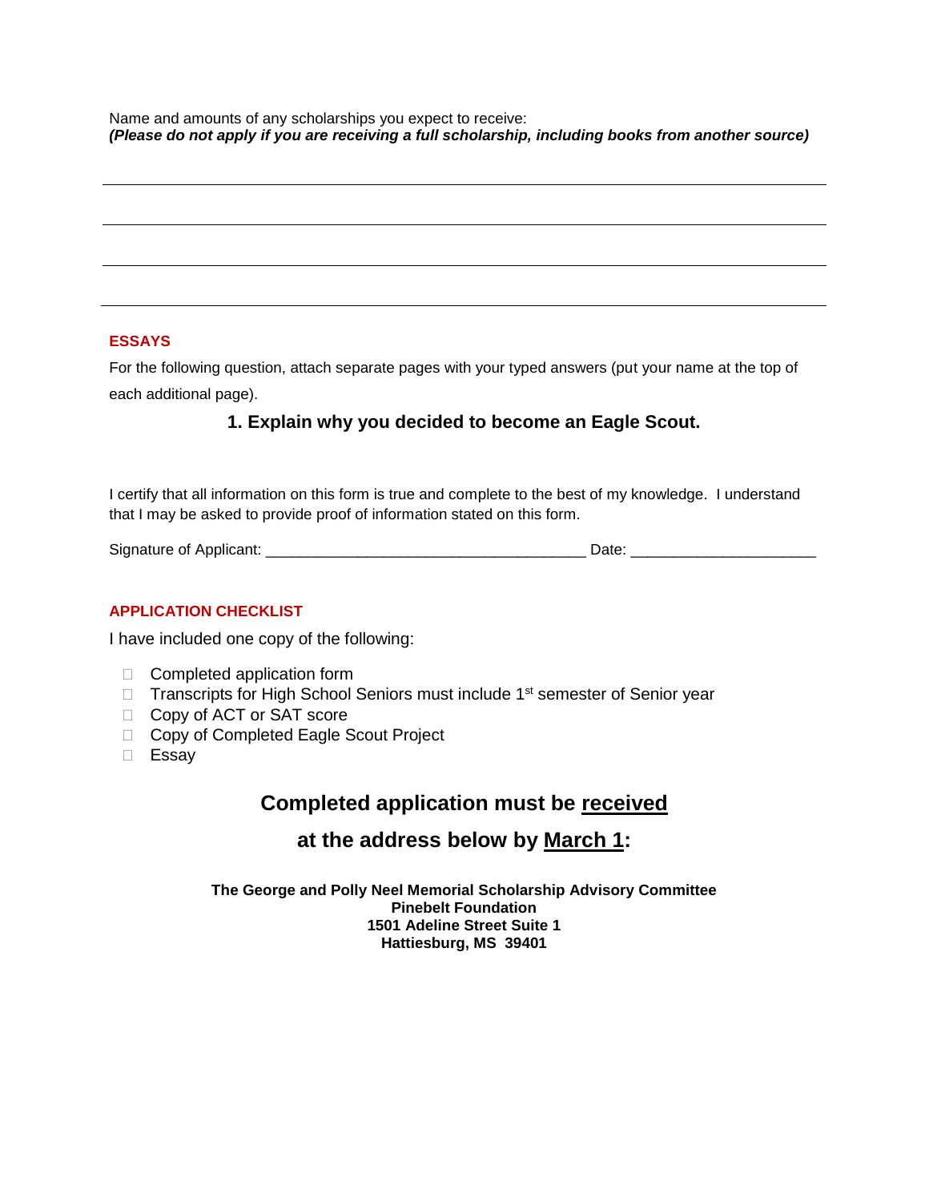Name and amounts of any scholarships you expect to receive:
***(Please do not apply if you are receiving a full scholarship, including books from another source)***

______________________________________________________________________________

______________________________________________________________________________

______________________________________________________________________________

______________________________________________________________________________

## ESSAYS

For the following question, attach separate pages with your typed answers (put your name at the top of each additional page).

### 1. Explain why you decided to become an Eagle Scout.

I certify that all information on this form is true and complete to the best of my knowledge. I understand that I may be asked to provide proof of information stated on this form.

Signature of Applicant: ______________________________________ Date: _____________________

## APPLICATION CHECKLIST

I have included one copy of the following:

- ☐ Completed application form
- ☐ Transcripts for High School Seniors must include 1st semester of Senior year
- ☐ Copy of ACT or SAT score
- ☐ Copy of Completed Eagle Scout Project
- ☐ Essay

## Completed application must be <u>received</u> at the address below by <u>March 1</u>:

**The George and Polly Neel Memorial Scholarship Advisory Committee**
**Pinebelt Foundation**
**1501 Adeline Street Suite 1**
**Hattiesburg, MS 39401**